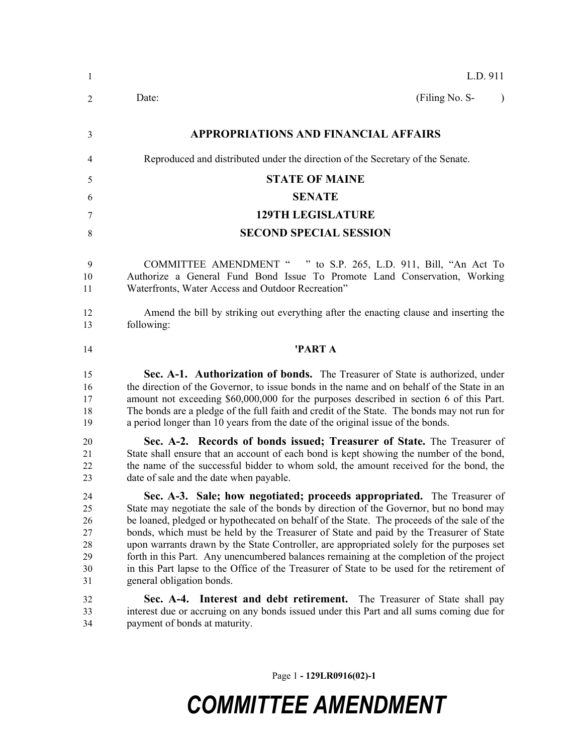L.D. 911

Date: (Filing No. S- )

**APPROPRIATIONS AND FINANCIAL AFFAIRS**

Reproduced and distributed under the direction of the Secretary of the Senate.

**STATE OF MAINE**

**SENATE**

**129TH LEGISLATURE**

**SECOND SPECIAL SESSION**

COMMITTEE AMENDMENT " " to S.P. 265, L.D. 911, Bill, "An Act To Authorize a General Fund Bond Issue To Promote Land Conservation, Working Waterfronts, Water Access and Outdoor Recreation"

Amend the bill by striking out everything after the enacting clause and inserting the following:

**'PART A**

**Sec. A-1. Authorization of bonds.** The Treasurer of State is authorized, under the direction of the Governor, to issue bonds in the name and on behalf of the State in an amount not exceeding $60,000,000 for the purposes described in section 6 of this Part. The bonds are a pledge of the full faith and credit of the State. The bonds may not run for a period longer than 10 years from the date of the original issue of the bonds.

**Sec. A-2. Records of bonds issued; Treasurer of State.** The Treasurer of State shall ensure that an account of each bond is kept showing the number of the bond, the name of the successful bidder to whom sold, the amount received for the bond, the date of sale and the date when payable.

**Sec. A-3. Sale; how negotiated; proceeds appropriated.** The Treasurer of State may negotiate the sale of the bonds by direction of the Governor, but no bond may be loaned, pledged or hypothecated on behalf of the State. The proceeds of the sale of the bonds, which must be held by the Treasurer of State and paid by the Treasurer of State upon warrants drawn by the State Controller, are appropriated solely for the purposes set forth in this Part. Any unencumbered balances remaining at the completion of the project in this Part lapse to the Office of the Treasurer of State to be used for the retirement of general obligation bonds.

**Sec. A-4. Interest and debt retirement.** The Treasurer of State shall pay interest due or accruing on any bonds issued under this Part and all sums coming due for payment of bonds at maturity.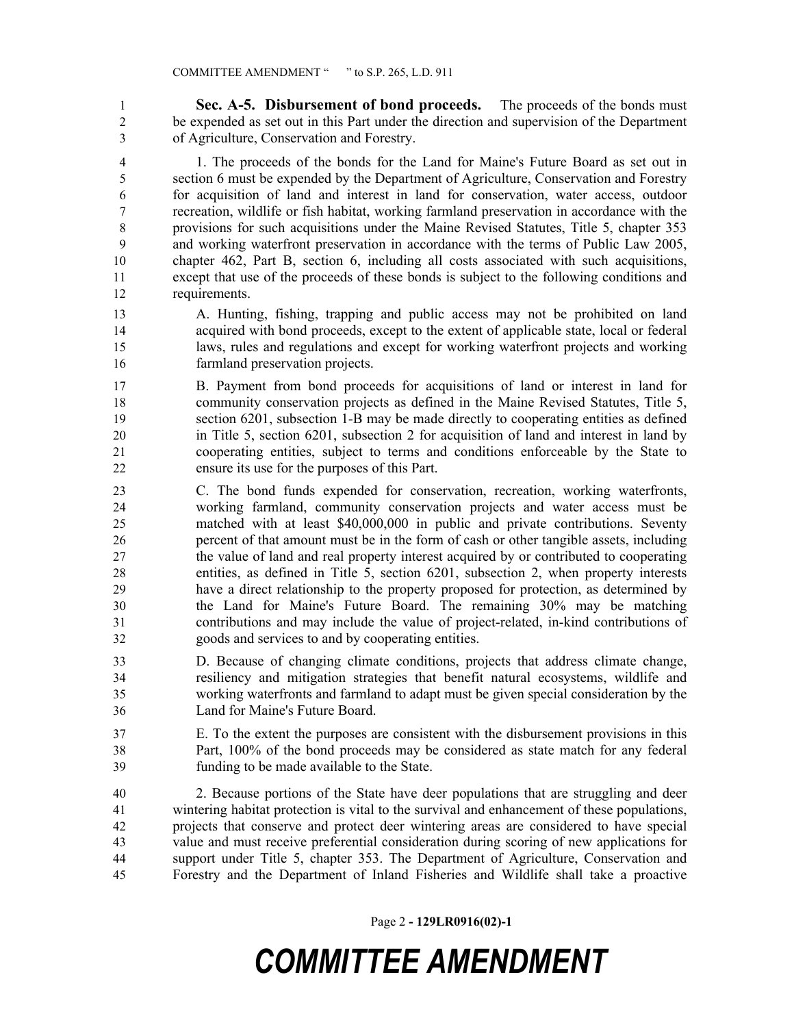**Sec. A-5. Disbursement of bond proceeds.** The proceeds of the bonds must be expended as set out in this Part under the direction and supervision of the Department of Agriculture, Conservation and Forestry.

1. The proceeds of the bonds for the Land for Maine's Future Board as set out in section 6 must be expended by the Department of Agriculture, Conservation and Forestry for acquisition of land and interest in land for conservation, water access, outdoor recreation, wildlife or fish habitat, working farmland preservation in accordance with the provisions for such acquisitions under the Maine Revised Statutes, Title 5, chapter 353 and working waterfront preservation in accordance with the terms of Public Law 2005, chapter 462, Part B, section 6, including all costs associated with such acquisitions, except that use of the proceeds of these bonds is subject to the following conditions and requirements.

A. Hunting, fishing, trapping and public access may not be prohibited on land acquired with bond proceeds, except to the extent of applicable state, local or federal laws, rules and regulations and except for working waterfront projects and working farmland preservation projects.

B. Payment from bond proceeds for acquisitions of land or interest in land for community conservation projects as defined in the Maine Revised Statutes, Title 5, section 6201, subsection 1-B may be made directly to cooperating entities as defined in Title 5, section 6201, subsection 2 for acquisition of land and interest in land by cooperating entities, subject to terms and conditions enforceable by the State to ensure its use for the purposes of this Part.

C. The bond funds expended for conservation, recreation, working waterfronts, working farmland, community conservation projects and water access must be matched with at least $40,000,000 in public and private contributions. Seventy percent of that amount must be in the form of cash or other tangible assets, including the value of land and real property interest acquired by or contributed to cooperating entities, as defined in Title 5, section 6201, subsection 2, when property interests have a direct relationship to the property proposed for protection, as determined by the Land for Maine's Future Board. The remaining 30% may be matching contributions and may include the value of project-related, in-kind contributions of goods and services to and by cooperating entities.

D. Because of changing climate conditions, projects that address climate change, resiliency and mitigation strategies that benefit natural ecosystems, wildlife and working waterfronts and farmland to adapt must be given special consideration by the Land for Maine's Future Board.

E. To the extent the purposes are consistent with the disbursement provisions in this Part, 100% of the bond proceeds may be considered as state match for any federal funding to be made available to the State.

2. Because portions of the State have deer populations that are struggling and deer wintering habitat protection is vital to the survival and enhancement of these populations, projects that conserve and protect deer wintering areas are considered to have special value and must receive preferential consideration during scoring of new applications for support under Title 5, chapter 353. The Department of Agriculture, Conservation and Forestry and the Department of Inland Fisheries and Wildlife shall take a proactive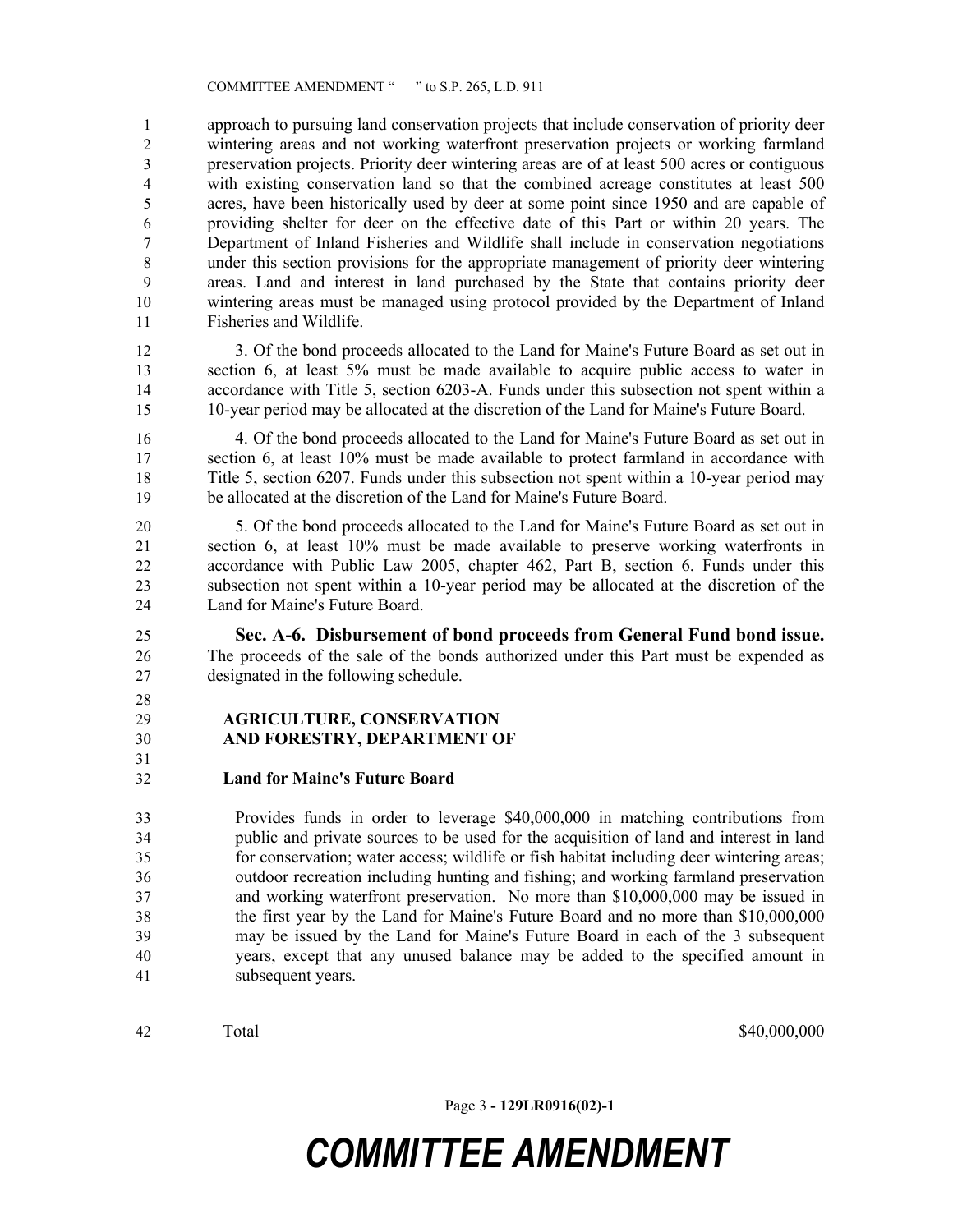approach to pursuing land conservation projects that include conservation of priority deer wintering areas and not working waterfront preservation projects or working farmland preservation projects. Priority deer wintering areas are of at least 500 acres or contiguous with existing conservation land so that the combined acreage constitutes at least 500 acres, have been historically used by deer at some point since 1950 and are capable of providing shelter for deer on the effective date of this Part or within 20 years. The Department of Inland Fisheries and Wildlife shall include in conservation negotiations under this section provisions for the appropriate management of priority deer wintering areas. Land and interest in land purchased by the State that contains priority deer wintering areas must be managed using protocol provided by the Department of Inland Fisheries and Wildlife.

3. Of the bond proceeds allocated to the Land for Maine's Future Board as set out in section 6, at least 5% must be made available to acquire public access to water in accordance with Title 5, section 6203-A. Funds under this subsection not spent within a 10-year period may be allocated at the discretion of the Land for Maine's Future Board.

4. Of the bond proceeds allocated to the Land for Maine's Future Board as set out in section 6, at least 10% must be made available to protect farmland in accordance with Title 5, section 6207. Funds under this subsection not spent within a 10-year period may be allocated at the discretion of the Land for Maine's Future Board.

5. Of the bond proceeds allocated to the Land for Maine's Future Board as set out in section 6, at least 10% must be made available to preserve working waterfronts in accordance with Public Law 2005, chapter 462, Part B, section 6. Funds under this subsection not spent within a 10-year period may be allocated at the discretion of the Land for Maine's Future Board.

**Sec. A-6. Disbursement of bond proceeds from General Fund bond issue.** The proceeds of the sale of the bonds authorized under this Part must be expended as designated in the following schedule.

**AGRICULTURE, CONSERVATION AND FORESTRY, DEPARTMENT OF**

**Land for Maine's Future Board**

Provides funds in order to leverage $40,000,000 in matching contributions from public and private sources to be used for the acquisition of land and interest in land for conservation; water access; wildlife or fish habitat including deer wintering areas; outdoor recreation including hunting and fishing; and working farmland preservation and working waterfront preservation. No more than $10,000,000 may be issued in the first year by the Land for Maine's Future Board and no more than $10,000,000 may be issued by the Land for Maine's Future Board in each of the 3 subsequent years, except that any unused balance may be added to the specified amount in subsequent years.

| Total | $40,000,000 |
| --- | --- |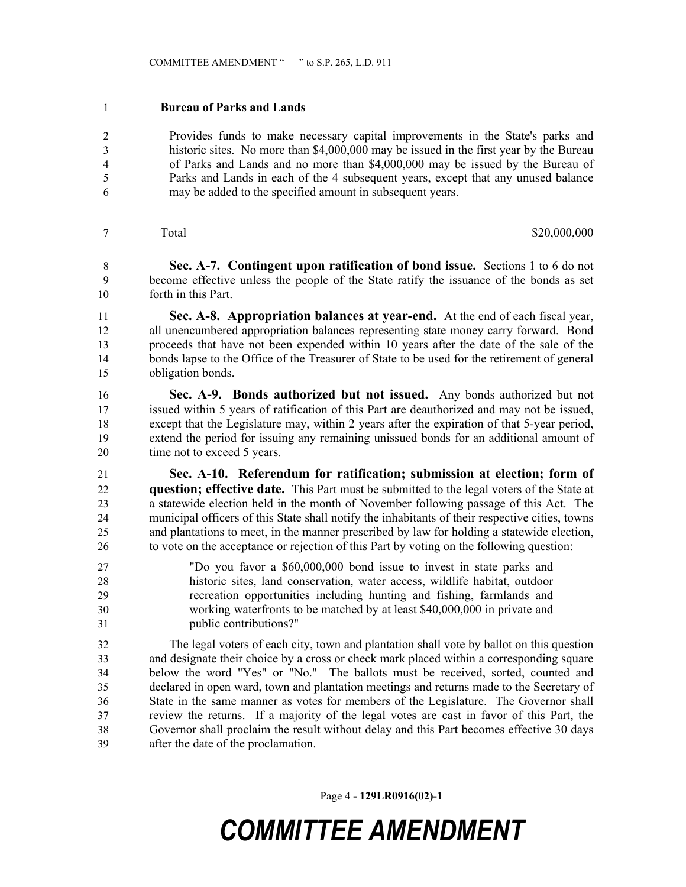**Bureau of Parks and Lands**

Provides funds to make necessary capital improvements in the State's parks and historic sites. No more than $4,000,000 may be issued in the first year by the Bureau of Parks and Lands and no more than $4,000,000 may be issued by the Bureau of Parks and Lands in each of the 4 subsequent years, except that any unused balance may be added to the specified amount in subsequent years.

| Total | $20,000,000 |
|---|---|

**Sec. A-7. Contingent upon ratification of bond issue.** Sections 1 to 6 do not become effective unless the people of the State ratify the issuance of the bonds as set forth in this Part.

**Sec. A-8. Appropriation balances at year-end.** At the end of each fiscal year, all unencumbered appropriation balances representing state money carry forward. Bond proceeds that have not been expended within 10 years after the date of the sale of the bonds lapse to the Office of the Treasurer of State to be used for the retirement of general obligation bonds.

**Sec. A-9. Bonds authorized but not issued.** Any bonds authorized but not issued within 5 years of ratification of this Part are deauthorized and may not be issued, except that the Legislature may, within 2 years after the expiration of that 5-year period, extend the period for issuing any remaining unissued bonds for an additional amount of time not to exceed 5 years.

**Sec. A-10. Referendum for ratification; submission at election; form of question; effective date.** This Part must be submitted to the legal voters of the State at a statewide election held in the month of November following passage of this Act. The municipal officers of this State shall notify the inhabitants of their respective cities, towns and plantations to meet, in the manner prescribed by law for holding a statewide election, to vote on the acceptance or rejection of this Part by voting on the following question:

> "Do you favor a $60,000,000 bond issue to invest in state parks and historic sites, land conservation, water access, wildlife habitat, outdoor recreation opportunities including hunting and fishing, farmlands and working waterfronts to be matched by at least $40,000,000 in private and public contributions?"

The legal voters of each city, town and plantation shall vote by ballot on this question and designate their choice by a cross or check mark placed within a corresponding square below the word "Yes" or "No." The ballots must be received, sorted, counted and declared in open ward, town and plantation meetings and returns made to the Secretary of State in the same manner as votes for members of the Legislature. The Governor shall review the returns. If a majority of the legal votes are cast in favor of this Part, the Governor shall proclaim the result without delay and this Part becomes effective 30 days after the date of the proclamation.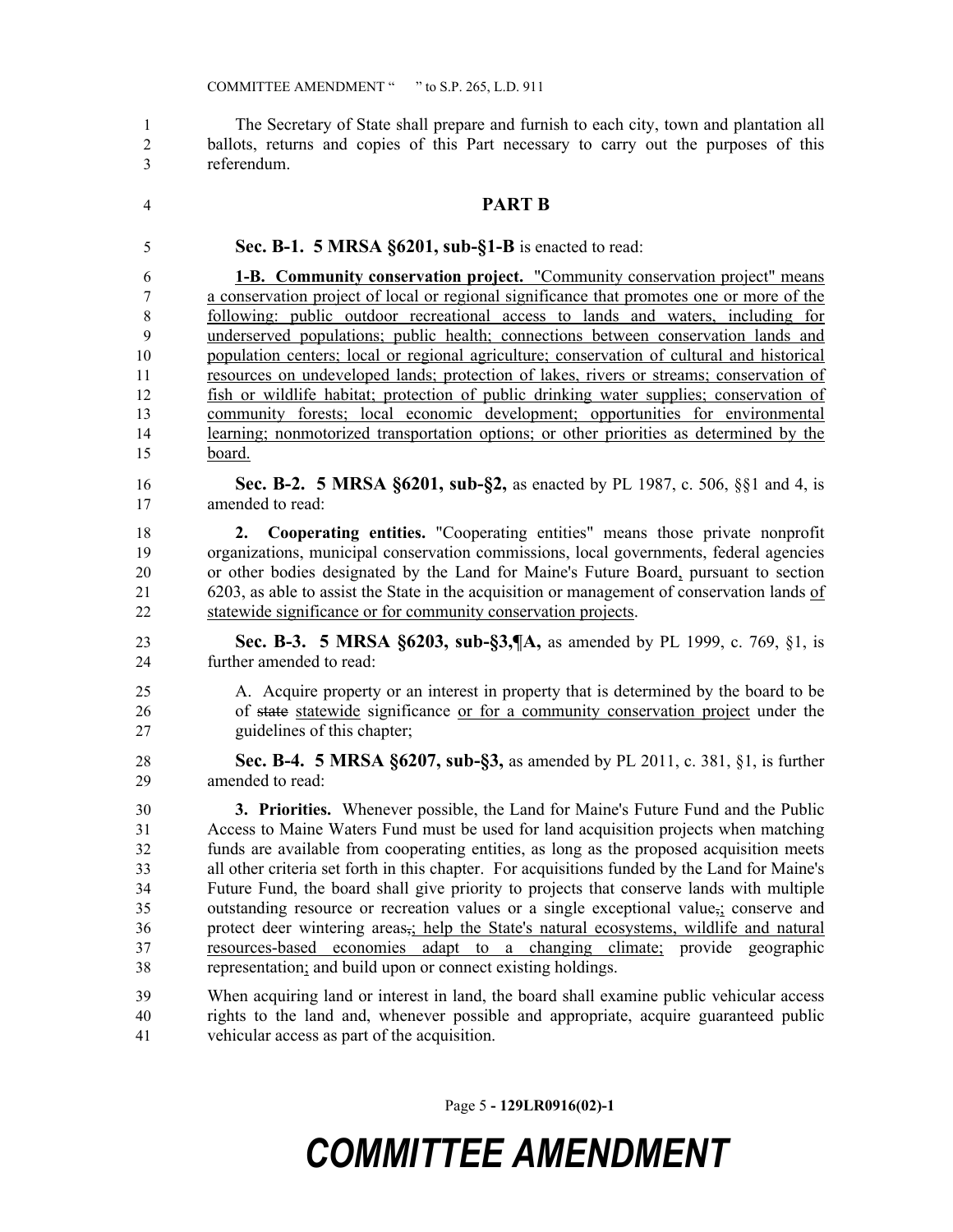The Secretary of State shall prepare and furnish to each city, town and plantation all ballots, returns and copies of this Part necessary to carry out the purposes of this referendum.

## PART B

**Sec. B-1. 5 MRSA §6201, sub-§1-B** is enacted to read:

**1-B. Community conservation project.** "Community conservation project" means a conservation project of local or regional significance that promotes one or more of the following: public outdoor recreational access to lands and waters, including for underserved populations; public health; connections between conservation lands and population centers; local or regional agriculture; conservation of cultural and historical resources on undeveloped lands; protection of lakes, rivers or streams; conservation of fish or wildlife habitat; protection of public drinking water supplies; conservation of community forests; local economic development; opportunities for environmental learning; nonmotorized transportation options; or other priorities as determined by the board.

**Sec. B-2. 5 MRSA §6201, sub-§2,** as enacted by PL 1987, c. 506, §§1 and 4, is amended to read:

**2. Cooperating entities.** "Cooperating entities" means those private nonprofit organizations, municipal conservation commissions, local governments, federal agencies or other bodies designated by the Land for Maine's Future Board, pursuant to section 6203, as able to assist the State in the acquisition or management of conservation lands of statewide significance or for community conservation projects.

**Sec. B-3. 5 MRSA §6203, sub-§3,¶A,** as amended by PL 1999, c. 769, §1, is further amended to read:

A. Acquire property or an interest in property that is determined by the board to be of ~~state~~ statewide significance or for a community conservation project under the guidelines of this chapter;

**Sec. B-4. 5 MRSA §6207, sub-§3,** as amended by PL 2011, c. 381, §1, is further amended to read:

**3. Priorities.** Whenever possible, the Land for Maine's Future Fund and the Public Access to Maine Waters Fund must be used for land acquisition projects when matching funds are available from cooperating entities, as long as the proposed acquisition meets all other criteria set forth in this chapter. For acquisitions funded by the Land for Maine's Future Fund, the board shall give priority to projects that conserve lands with multiple outstanding resource or recreation values or a single exceptional value~~,~~; conserve and protect deer wintering areas~~,~~; help the State's natural ecosystems, wildlife and natural resources-based economies adapt to a changing climate; provide geographic representation; and build upon or connect existing holdings.

When acquiring land or interest in land, the board shall examine public vehicular access rights to the land and, whenever possible and appropriate, acquire guaranteed public vehicular access as part of the acquisition.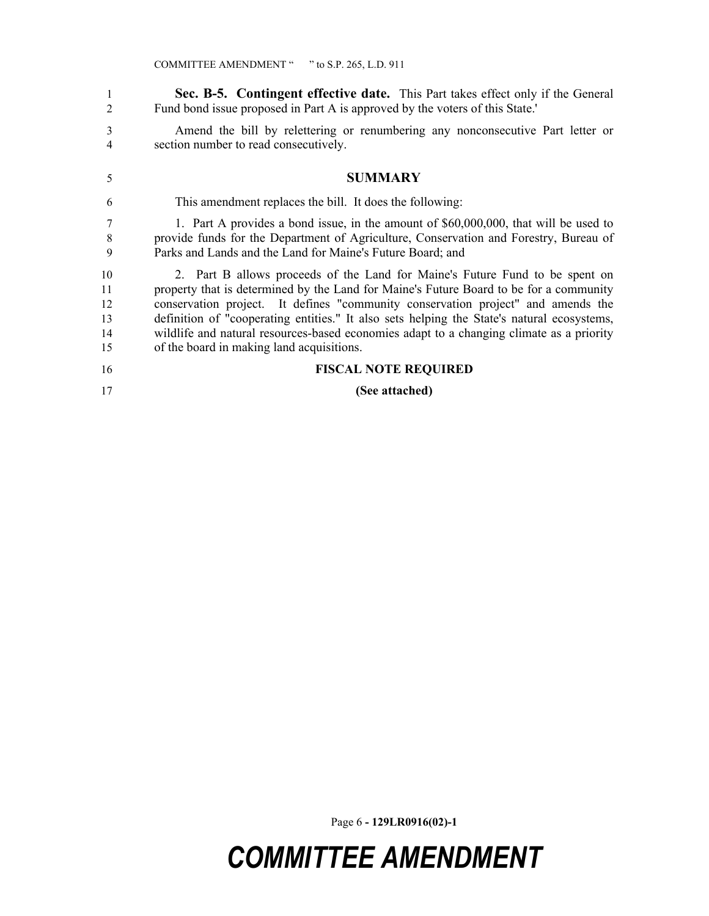**Sec. B-5. Contingent effective date.** This Part takes effect only if the General Fund bond issue proposed in Part A is approved by the voters of this State.'

Amend the bill by relettering or renumbering any nonconsecutive Part letter or section number to read consecutively.

## SUMMARY

This amendment replaces the bill. It does the following:

1. Part A provides a bond issue, in the amount of $60,000,000, that will be used to provide funds for the Department of Agriculture, Conservation and Forestry, Bureau of Parks and Lands and the Land for Maine's Future Board; and

2. Part B allows proceeds of the Land for Maine's Future Fund to be spent on property that is determined by the Land for Maine's Future Board to be for a community conservation project. It defines "community conservation project" and amends the definition of "cooperating entities." It also sets helping the State's natural ecosystems, wildlife and natural resources-based economies adapt to a changing climate as a priority of the board in making land acquisitions.

**FISCAL NOTE REQUIRED**

**(See attached)**